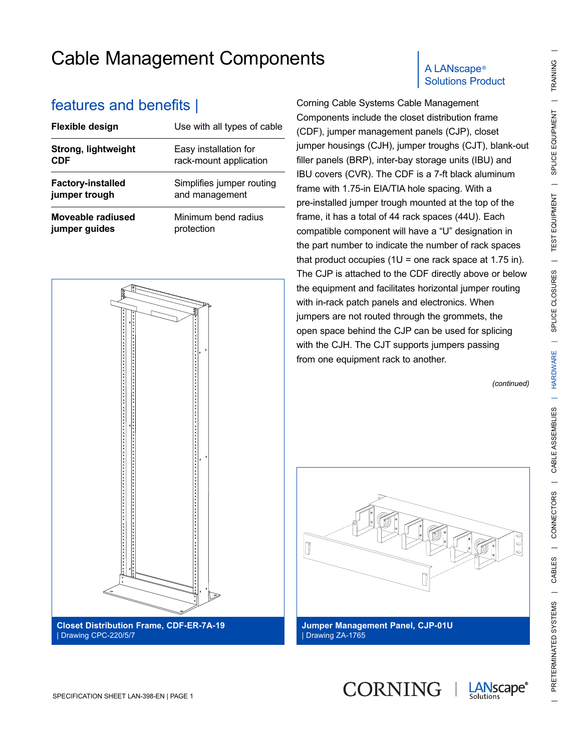# Cable Management Components

A LANscape® Solutions Product

## features and benefits |

| | |
|---|---|
| **Flexible design** | Use with all types of cable |
| **Strong, lightweight CDF** | Easy installation for rack-mount application |
| **Factory-installed jumper trough** | Simplifies jumper routing and management |
| **Moveable radiused jumper guides** | Minimum bend radius protection |

**Closet Distribution Frame, CDF-ER-7A-19**
| Drawing CPC-220/5/7

Corning Cable Systems Cable Management Components include the closet distribution frame (CDF), jumper management panels (CJP), closet jumper housings (CJH), jumper troughs (CJT), blank-out filler panels (BRP), inter-bay storage units (IBU) and IBU covers (CVR). The CDF is a 7-ft black aluminum frame with 1.75-in EIA/TIA hole spacing. With a pre-installed jumper trough mounted at the top of the frame, it has a total of 44 rack spaces (44U). Each compatible component will have a "U" designation in the part number to indicate the number of rack spaces that product occupies (1U = one rack space at 1.75 in). The CJP is attached to the CDF directly above or below the equipment and facilitates horizontal jumper routing with in-rack patch panels and electronics. When jumpers are not routed through the grommets, the open space behind the CJP can be used for splicing with the CJH. The CJT supports jumpers passing from one equipment rack to another.

*(continued)*

**Jumper Management Panel, CJP-01U**
| Drawing ZA-1765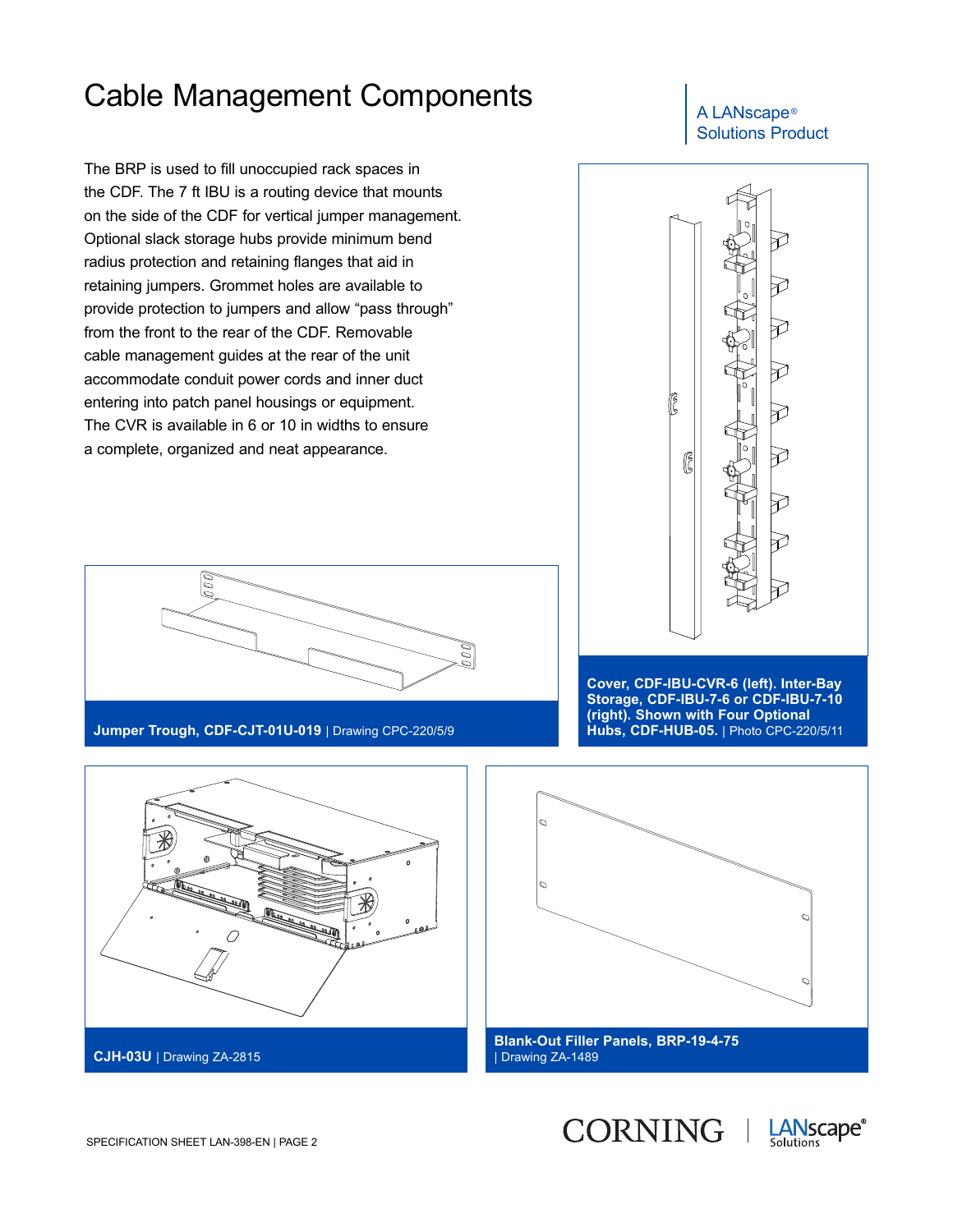# Cable Management Components

A LANscape® Solutions Product

The BRP is used to fill unoccupied rack spaces in the CDF. The 7 ft IBU is a routing device that mounts on the side of the CDF for vertical jumper management. Optional slack storage hubs provide minimum bend radius protection and retaining flanges that aid in retaining jumpers. Grommet holes are available to provide protection to jumpers and allow “pass through” from the front to the rear of the CDF. Removable cable management guides at the rear of the unit accommodate conduit power cords and inner duct entering into patch panel housings or equipment. The CVR is available in 6 or 10 in widths to ensure a complete, organized and neat appearance.

**Jumper Trough, CDF-CJT-01U-019** | Drawing CPC-220/5/9

**Cover, CDF-IBU-CVR-6 (left). Inter-Bay Storage, CDF-IBU-7-6 or CDF-IBU-7-10 (right). Shown with Four Optional Hubs, CDF-HUB-05.** | Photo CPC-220/5/11

**CJH-03U** | Drawing ZA-2815

**Blank-Out Filler Panels, BRP-19-4-75** | Drawing ZA-1489

SPECIFICATION SHEET LAN-398-EN | PAGE 2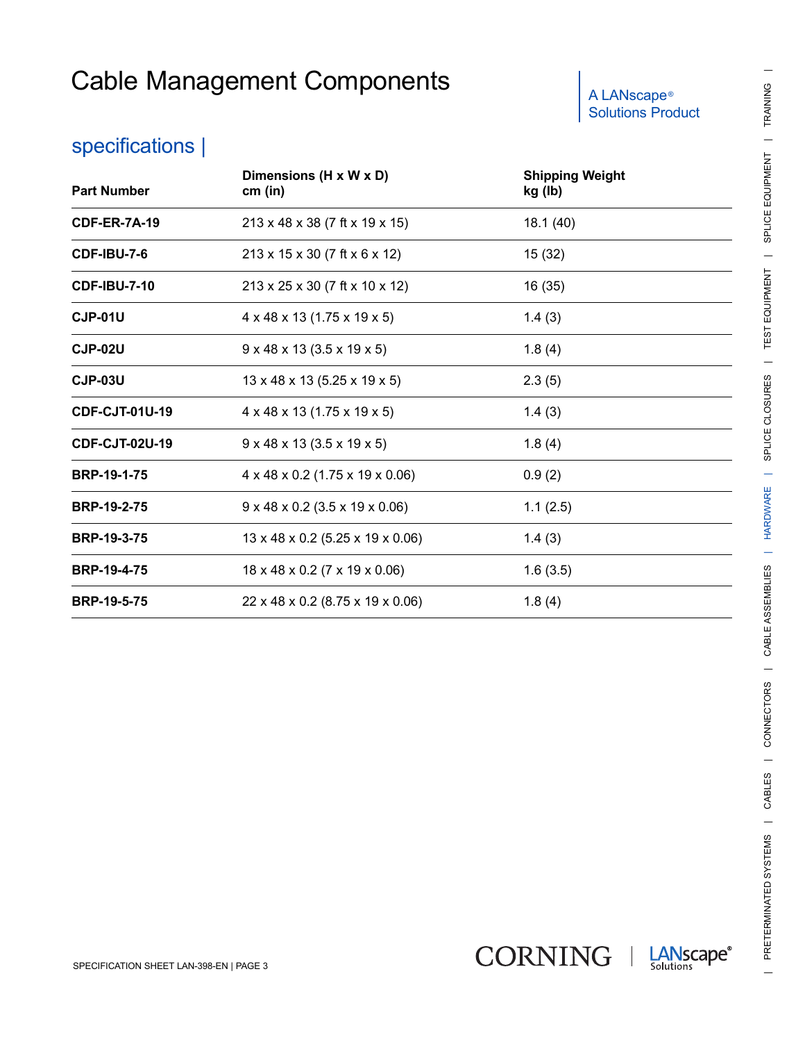# Cable Management Components

A LANscape® Solutions Product

## specifications |

| Part Number | Dimensions (H x W x D) cm (in) | Shipping Weight kg (lb) |
|---|---|---|
| **CDF-ER-7A-19** | 213 x 48 x 38 (7 ft x 19 x 15) | 18.1 (40) |
| **CDF-IBU-7-6** | 213 x 15 x 30 (7 ft x 6 x 12) | 15 (32) |
| **CDF-IBU-7-10** | 213 x 25 x 30 (7 ft x 10 x 12) | 16 (35) |
| **CJP-01U** | 4 x 48 x 13 (1.75 x 19 x 5) | 1.4 (3) |
| **CJP-02U** | 9 x 48 x 13 (3.5 x 19 x 5) | 1.8 (4) |
| **CJP-03U** | 13 x 48 x 13 (5.25 x 19 x 5) | 2.3 (5) |
| **CDF-CJT-01U-19** | 4 x 48 x 13 (1.75 x 19 x 5) | 1.4 (3) |
| **CDF-CJT-02U-19** | 9 x 48 x 13 (3.5 x 19 x 5) | 1.8 (4) |
| **BRP-19-1-75** | 4 x 48 x 0.2 (1.75 x 19 x 0.06) | 0.9 (2) |
| **BRP-19-2-75** | 9 x 48 x 0.2 (3.5 x 19 x 0.06) | 1.1 (2.5) |
| **BRP-19-3-75** | 13 x 48 x 0.2 (5.25 x 19 x 0.06) | 1.4 (3) |
| **BRP-19-4-75** | 18 x 48 x 0.2 (7 x 19 x 0.06) | 1.6 (3.5) |
| **BRP-19-5-75** | 22 x 48 x 0.2 (8.75 x 19 x 0.06) | 1.8 (4) |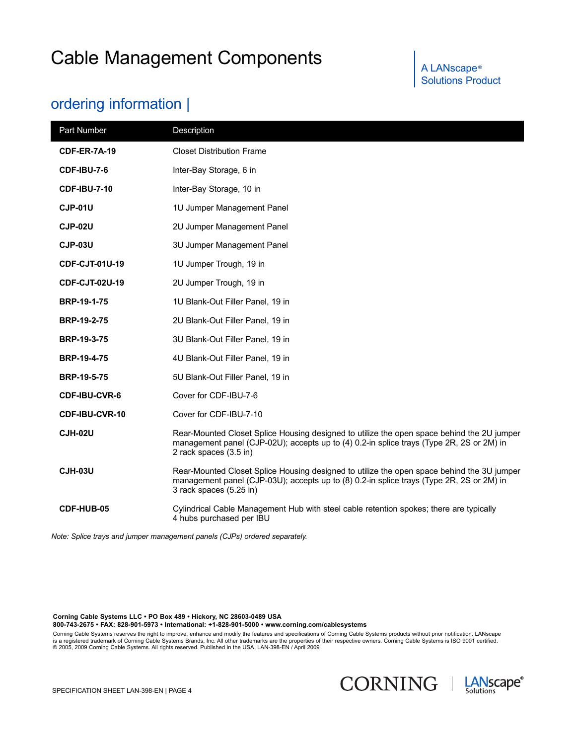# Cable Management Components

A LANscape® Solutions Product

## ordering information |

| Part Number | Description |
|---|---|
| **CDF-ER-7A-19** | Closet Distribution Frame |
| **CDF-IBU-7-6** | Inter-Bay Storage, 6 in |
| **CDF-IBU-7-10** | Inter-Bay Storage, 10 in |
| **CJP-01U** | 1U Jumper Management Panel |
| **CJP-02U** | 2U Jumper Management Panel |
| **CJP-03U** | 3U Jumper Management Panel |
| **CDF-CJT-01U-19** | 1U Jumper Trough, 19 in |
| **CDF-CJT-02U-19** | 2U Jumper Trough, 19 in |
| **BRP-19-1-75** | 1U Blank-Out Filler Panel, 19 in |
| **BRP-19-2-75** | 2U Blank-Out Filler Panel, 19 in |
| **BRP-19-3-75** | 3U Blank-Out Filler Panel, 19 in |
| **BRP-19-4-75** | 4U Blank-Out Filler Panel, 19 in |
| **BRP-19-5-75** | 5U Blank-Out Filler Panel, 19 in |
| **CDF-IBU-CVR-6** | Cover for CDF-IBU-7-6 |
| **CDF-IBU-CVR-10** | Cover for CDF-IBU-7-10 |
| **CJH-02U** | Rear-Mounted Closet Splice Housing designed to utilize the open space behind the 2U jumper management panel (CJP-02U); accepts up to (4) 0.2-in splice trays (Type 2R, 2S or 2M) in 2 rack spaces (3.5 in) |
| **CJH-03U** | Rear-Mounted Closet Splice Housing designed to utilize the open space behind the 3U jumper management panel (CJP-03U); accepts up to (8) 0.2-in splice trays (Type 2R, 2S or 2M) in 3 rack spaces (5.25 in) |
| **CDF-HUB-05** | Cylindrical Cable Management Hub with steel cable retention spokes; there are typically 4 hubs purchased per IBU |

*Note: Splice trays and jumper management panels (CJPs) ordered separately.*

**Corning Cable Systems LLC • PO Box 489 • Hickory, NC 28603-0489 USA**
**800-743-2675 • FAX: 828-901-5973 • International: +1-828-901-5000 • www.corning.com/cablesystems**

Corning Cable Systems reserves the right to improve, enhance and modify the features and specifications of Corning Cable Systems products without prior notification. LANscape is a registered trademark of Corning Cable Systems Brands, Inc. All other trademarks are the properties of their respective owners. Corning Cable Systems is ISO 9001 certified. © 2005, 2009 Corning Cable Systems. All rights reserved. Published in the USA. LAN-398-EN / April 2009

SPECIFICATION SHEET LAN-398-EN

CORNING | LANscape® Solutions